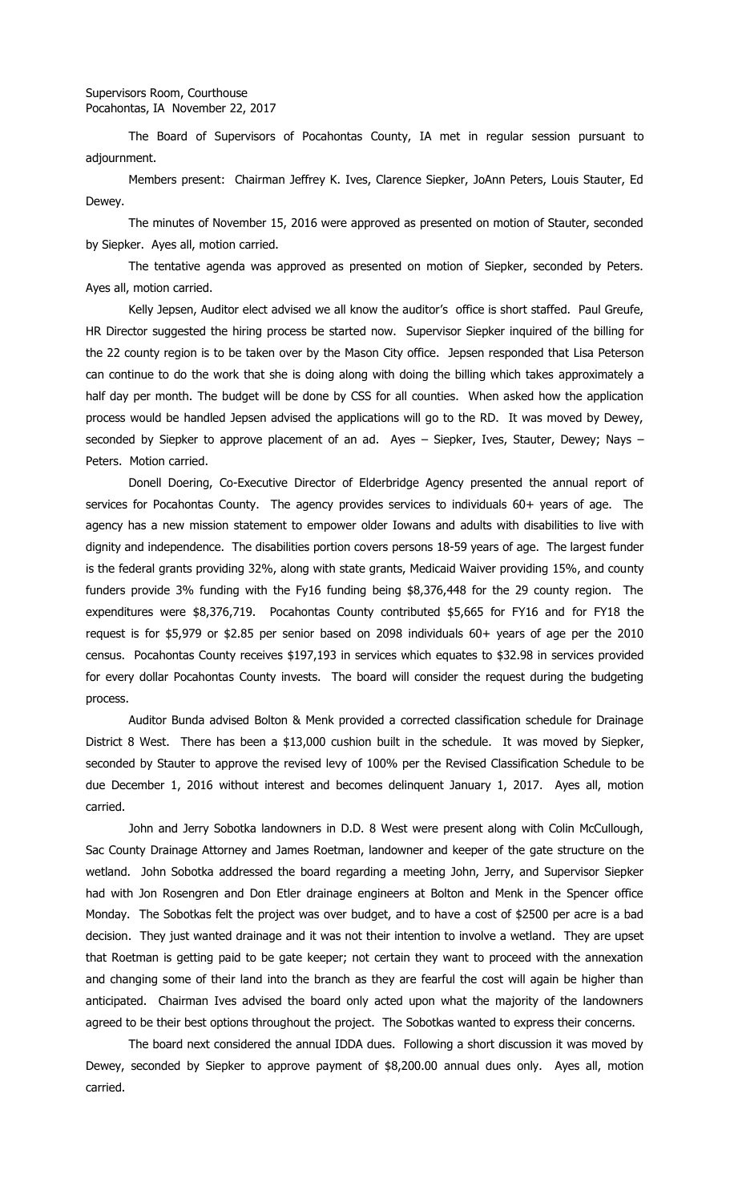Supervisors Room, Courthouse
Pocahontas, IA November 22, 2017

The Board of Supervisors of Pocahontas County, IA met in regular session pursuant to adjournment.

Members present: Chairman Jeffrey K. Ives, Clarence Siepker, JoAnn Peters, Louis Stauter, Ed Dewey.

The minutes of November 15, 2016 were approved as presented on motion of Stauter, seconded by Siepker. Ayes all, motion carried.

The tentative agenda was approved as presented on motion of Siepker, seconded by Peters. Ayes all, motion carried.

Kelly Jepsen, Auditor elect advised we all know the auditor's office is short staffed. Paul Greufe, HR Director suggested the hiring process be started now. Supervisor Siepker inquired of the billing for the 22 county region is to be taken over by the Mason City office. Jepsen responded that Lisa Peterson can continue to do the work that she is doing along with doing the billing which takes approximately a half day per month. The budget will be done by CSS for all counties. When asked how the application process would be handled Jepsen advised the applications will go to the RD. It was moved by Dewey, seconded by Siepker to approve placement of an ad. Ayes – Siepker, Ives, Stauter, Dewey; Nays – Peters. Motion carried.

Donell Doering, Co-Executive Director of Elderbridge Agency presented the annual report of services for Pocahontas County. The agency provides services to individuals 60+ years of age. The agency has a new mission statement to empower older Iowans and adults with disabilities to live with dignity and independence. The disabilities portion covers persons 18-59 years of age. The largest funder is the federal grants providing 32%, along with state grants, Medicaid Waiver providing 15%, and county funders provide 3% funding with the Fy16 funding being $8,376,448 for the 29 county region. The expenditures were $8,376,719. Pocahontas County contributed $5,665 for FY16 and for FY18 the request is for $5,979 or $2.85 per senior based on 2098 individuals 60+ years of age per the 2010 census. Pocahontas County receives $197,193 in services which equates to $32.98 in services provided for every dollar Pocahontas County invests. The board will consider the request during the budgeting process.

Auditor Bunda advised Bolton & Menk provided a corrected classification schedule for Drainage District 8 West. There has been a $13,000 cushion built in the schedule. It was moved by Siepker, seconded by Stauter to approve the revised levy of 100% per the Revised Classification Schedule to be due December 1, 2016 without interest and becomes delinquent January 1, 2017. Ayes all, motion carried.

John and Jerry Sobotka landowners in D.D. 8 West were present along with Colin McCullough, Sac County Drainage Attorney and James Roetman, landowner and keeper of the gate structure on the wetland. John Sobotka addressed the board regarding a meeting John, Jerry, and Supervisor Siepker had with Jon Rosengren and Don Etler drainage engineers at Bolton and Menk in the Spencer office Monday. The Sobotkas felt the project was over budget, and to have a cost of $2500 per acre is a bad decision. They just wanted drainage and it was not their intention to involve a wetland. They are upset that Roetman is getting paid to be gate keeper; not certain they want to proceed with the annexation and changing some of their land into the branch as they are fearful the cost will again be higher than anticipated. Chairman Ives advised the board only acted upon what the majority of the landowners agreed to be their best options throughout the project. The Sobotkas wanted to express their concerns.

The board next considered the annual IDDA dues. Following a short discussion it was moved by Dewey, seconded by Siepker to approve payment of $8,200.00 annual dues only. Ayes all, motion carried.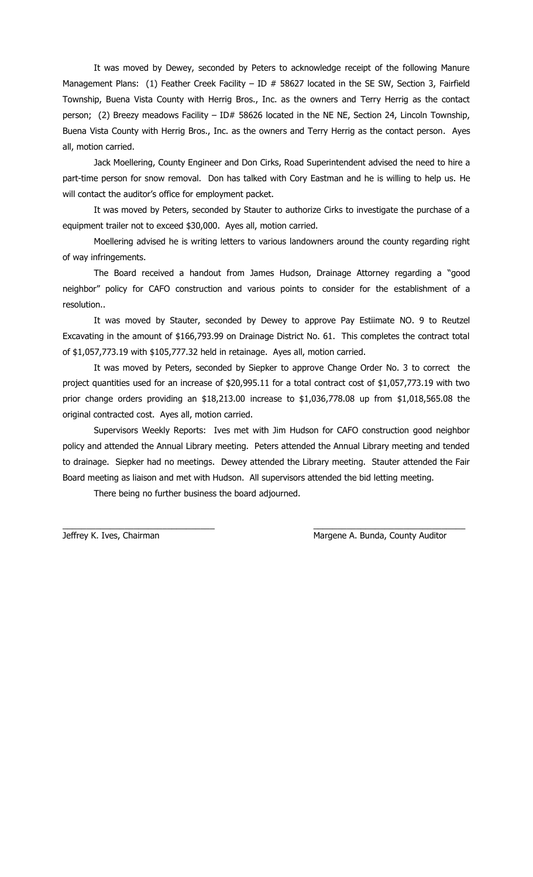It was moved by Dewey, seconded by Peters to acknowledge receipt of the following Manure Management Plans: (1) Feather Creek Facility – ID # 58627 located in the SE SW, Section 3, Fairfield Township, Buena Vista County with Herrig Bros., Inc. as the owners and Terry Herrig as the contact person; (2) Breezy meadows Facility – ID# 58626 located in the NE NE, Section 24, Lincoln Township, Buena Vista County with Herrig Bros., Inc. as the owners and Terry Herrig as the contact person. Ayes all, motion carried.

Jack Moellering, County Engineer and Don Cirks, Road Superintendent advised the need to hire a part-time person for snow removal. Don has talked with Cory Eastman and he is willing to help us. He will contact the auditor's office for employment packet.

It was moved by Peters, seconded by Stauter to authorize Cirks to investigate the purchase of a equipment trailer not to exceed $30,000. Ayes all, motion carried.

Moellering advised he is writing letters to various landowners around the county regarding right of way infringements.

The Board received a handout from James Hudson, Drainage Attorney regarding a "good neighbor" policy for CAFO construction and various points to consider for the establishment of a resolution..

It was moved by Stauter, seconded by Dewey to approve Pay Estiimate NO. 9 to Reutzel Excavating in the amount of $166,793.99 on Drainage District No. 61. This completes the contract total of $1,057,773.19 with $105,777.32 held in retainage. Ayes all, motion carried.

It was moved by Peters, seconded by Siepker to approve Change Order No. 3 to correct the project quantities used for an increase of $20,995.11 for a total contract cost of $1,057,773.19 with two prior change orders providing an $18,213.00 increase to $1,036,778.08 up from $1,018,565.08 the original contracted cost. Ayes all, motion carried.

Supervisors Weekly Reports: Ives met with Jim Hudson for CAFO construction good neighbor policy and attended the Annual Library meeting. Peters attended the Annual Library meeting and tended to drainage. Siepker had no meetings. Dewey attended the Library meeting. Stauter attended the Fair Board meeting as liaison and met with Hudson. All supervisors attended the bid letting meeting.

There being no further business the board adjourned.

\_\_\_\_\_\_\_\_\_\_\_\_\_\_\_\_\_\_\_\_\_\_\_\_\_\_\_\_\_\_\_\_\_
Jeffrey K. Ives, Chairman

\_\_\_\_\_\_\_\_\_\_\_\_\_\_\_\_\_\_\_\_\_\_\_\_\_\_\_\_\_\_\_\_\_
Margene A. Bunda, County Auditor